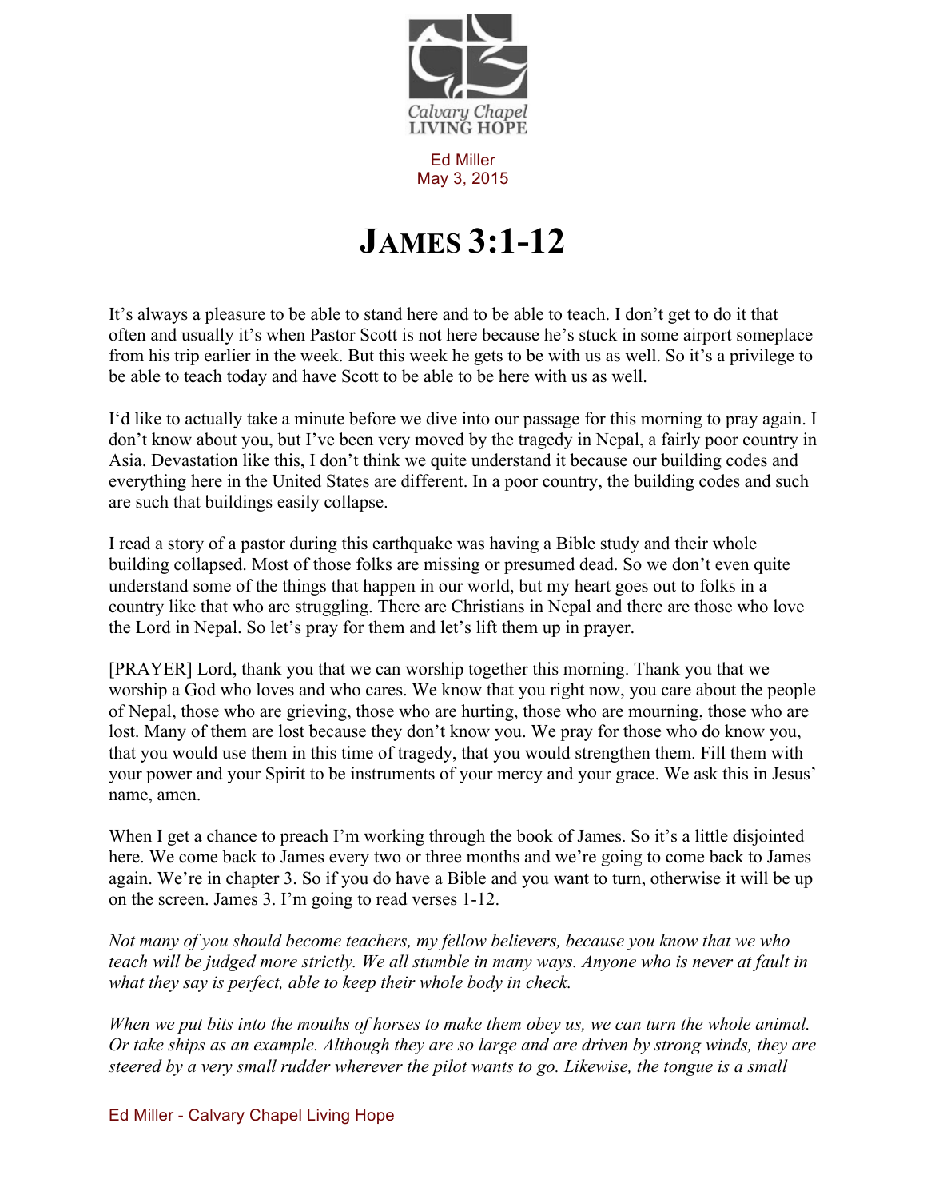Calvary Chapel LIVING HOPE

Ed Miller
May 3, 2015

# JAMES 3:1-12

It's always a pleasure to be able to stand here and to be able to teach. I don't get to do it that often and usually it's when Pastor Scott is not here because he's stuck in some airport someplace from his trip earlier in the week. But this week he gets to be with us as well. So it's a privilege to be able to teach today and have Scott to be able to be here with us as well.

I'd like to actually take a minute before we dive into our passage for this morning to pray again. I don't know about you, but I've been very moved by the tragedy in Nepal, a fairly poor country in Asia. Devastation like this, I don't think we quite understand it because our building codes and everything here in the United States are different. In a poor country, the building codes and such are such that buildings easily collapse.

I read a story of a pastor during this earthquake was having a Bible study and their whole building collapsed. Most of those folks are missing or presumed dead. So we don't even quite understand some of the things that happen in our world, but my heart goes out to folks in a country like that who are struggling. There are Christians in Nepal and there are those who love the Lord in Nepal. So let's pray for them and let's lift them up in prayer.

[PRAYER] Lord, thank you that we can worship together this morning. Thank you that we worship a God who loves and who cares. We know that you right now, you care about the people of Nepal, those who are grieving, those who are hurting, those who are mourning, those who are lost. Many of them are lost because they don't know you. We pray for those who do know you, that you would use them in this time of tragedy, that you would strengthen them. Fill them with your power and your Spirit to be instruments of your mercy and your grace. We ask this in Jesus' name, amen.

When I get a chance to preach I'm working through the book of James. So it's a little disjointed here. We come back to James every two or three months and we're going to come back to James again. We're in chapter 3. So if you do have a Bible and you want to turn, otherwise it will be up on the screen. James 3. I'm going to read verses 1-12.

*Not many of you should become teachers, my fellow believers, because you know that we who teach will be judged more strictly. We all stumble in many ways. Anyone who is never at fault in what they say is perfect, able to keep their whole body in check.*

*When we put bits into the mouths of horses to make them obey us, we can turn the whole animal. Or take ships as an example. Although they are so large and are driven by strong winds, they are steered by a very small rudder wherever the pilot wants to go. Likewise, the tongue is a small*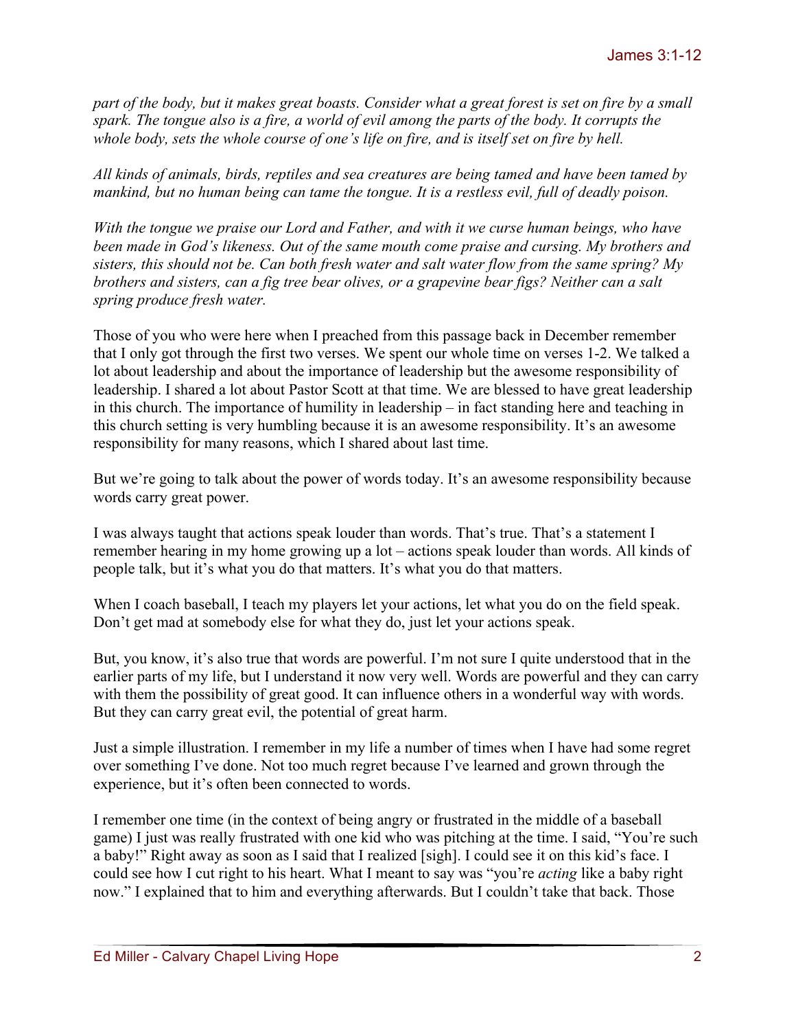*part of the body, but it makes great boasts. Consider what a great forest is set on fire by a small spark. The tongue also is a fire, a world of evil among the parts of the body. It corrupts the whole body, sets the whole course of one's life on fire, and is itself set on fire by hell.*

*All kinds of animals, birds, reptiles and sea creatures are being tamed and have been tamed by mankind, but no human being can tame the tongue. It is a restless evil, full of deadly poison.*

*With the tongue we praise our Lord and Father, and with it we curse human beings, who have been made in God's likeness. Out of the same mouth come praise and cursing. My brothers and sisters, this should not be. Can both fresh water and salt water flow from the same spring? My brothers and sisters, can a fig tree bear olives, or a grapevine bear figs? Neither can a salt spring produce fresh water.*

Those of you who were here when I preached from this passage back in December remember that I only got through the first two verses. We spent our whole time on verses 1-2. We talked a lot about leadership and about the importance of leadership but the awesome responsibility of leadership. I shared a lot about Pastor Scott at that time. We are blessed to have great leadership in this church. The importance of humility in leadership – in fact standing here and teaching in this church setting is very humbling because it is an awesome responsibility. It's an awesome responsibility for many reasons, which I shared about last time.

But we're going to talk about the power of words today. It's an awesome responsibility because words carry great power.

I was always taught that actions speak louder than words. That's true. That's a statement I remember hearing in my home growing up a lot – actions speak louder than words. All kinds of people talk, but it's what you do that matters. It's what you do that matters.

When I coach baseball, I teach my players let your actions, let what you do on the field speak. Don't get mad at somebody else for what they do, just let your actions speak.

But, you know, it's also true that words are powerful. I'm not sure I quite understood that in the earlier parts of my life, but I understand it now very well. Words are powerful and they can carry with them the possibility of great good. It can influence others in a wonderful way with words. But they can carry great evil, the potential of great harm.

Just a simple illustration. I remember in my life a number of times when I have had some regret over something I've done. Not too much regret because I've learned and grown through the experience, but it's often been connected to words.

I remember one time (in the context of being angry or frustrated in the middle of a baseball game) I just was really frustrated with one kid who was pitching at the time. I said, "You're such a baby!" Right away as soon as I said that I realized [sigh]. I could see it on this kid's face. I could see how I cut right to his heart. What I meant to say was "you're *acting* like a baby right now." I explained that to him and everything afterwards. But I couldn't take that back. Those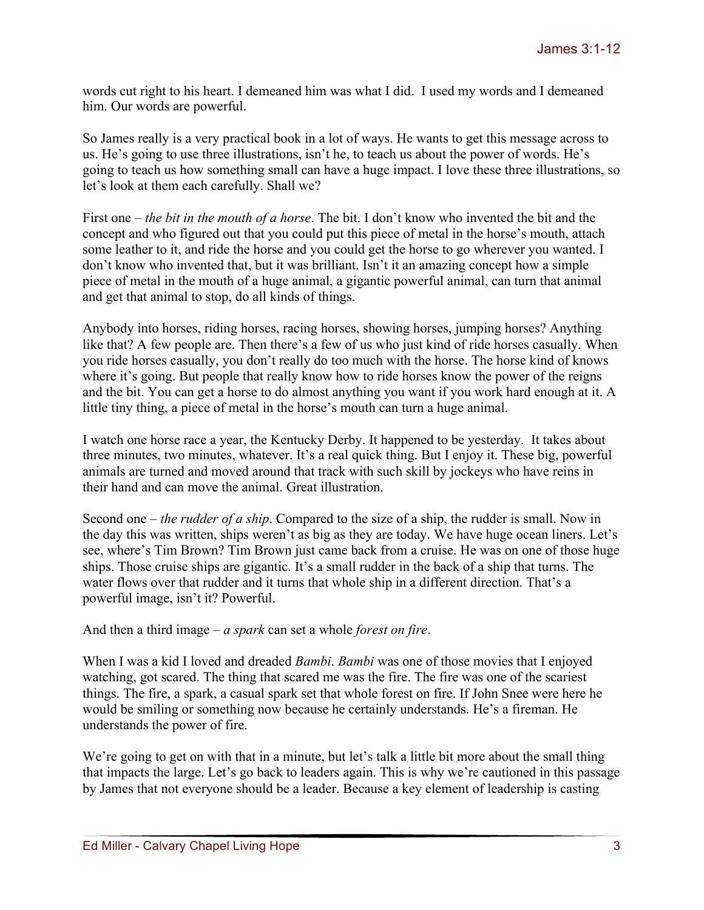words cut right to his heart. I demeaned him was what I did. I used my words and I demeaned him. Our words are powerful.

So James really is a very practical book in a lot of ways. He wants to get this message across to us. He's going to use three illustrations, isn't he, to teach us about the power of words. He's going to teach us how something small can have a huge impact. I love these three illustrations, so let's look at them each carefully. Shall we?

First one – *the bit in the mouth of a horse*. The bit. I don't know who invented the bit and the concept and who figured out that you could put this piece of metal in the horse's mouth, attach some leather to it, and ride the horse and you could get the horse to go wherever you wanted. I don't know who invented that, but it was brilliant. Isn't it an amazing concept how a simple piece of metal in the mouth of a huge animal, a gigantic powerful animal, can turn that animal and get that animal to stop, do all kinds of things.

Anybody into horses, riding horses, racing horses, showing horses, jumping horses? Anything like that? A few people are. Then there's a few of us who just kind of ride horses casually. When you ride horses casually, you don't really do too much with the horse. The horse kind of knows where it's going. But people that really know how to ride horses know the power of the reigns and the bit. You can get a horse to do almost anything you want if you work hard enough at it. A little tiny thing, a piece of metal in the horse's mouth can turn a huge animal.

I watch one horse race a year, the Kentucky Derby. It happened to be yesterday. It takes about three minutes, two minutes, whatever. It's a real quick thing. But I enjoy it. These big, powerful animals are turned and moved around that track with such skill by jockeys who have reins in their hand and can move the animal. Great illustration.

Second one – *the rudder of a ship*. Compared to the size of a ship, the rudder is small. Now in the day this was written, ships weren't as big as they are today. We have huge ocean liners. Let's see, where's Tim Brown? Tim Brown just came back from a cruise. He was on one of those huge ships. Those cruise ships are gigantic. It's a small rudder in the back of a ship that turns. The water flows over that rudder and it turns that whole ship in a different direction. That's a powerful image, isn't it? Powerful.

And then a third image – *a spark* can set a whole *forest on fire*.

When I was a kid I loved and dreaded *Bambi*. *Bambi* was one of those movies that I enjoyed watching, got scared. The thing that scared me was the fire. The fire was one of the scariest things. The fire, a spark, a casual spark set that whole forest on fire. If John Snee were here he would be smiling or something now because he certainly understands. He's a fireman. He understands the power of fire.

We're going to get on with that in a minute, but let's talk a little bit more about the small thing that impacts the large. Let's go back to leaders again. This is why we're cautioned in this passage by James that not everyone should be a leader. Because a key element of leadership is casting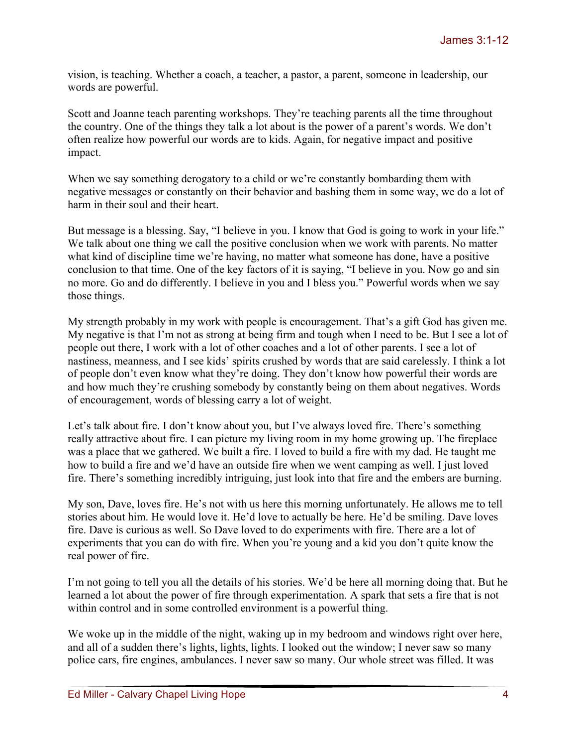vision, is teaching. Whether a coach, a teacher, a pastor, a parent, someone in leadership, our words are powerful.

Scott and Joanne teach parenting workshops. They're teaching parents all the time throughout the country. One of the things they talk a lot about is the power of a parent's words. We don't often realize how powerful our words are to kids. Again, for negative impact and positive impact.

When we say something derogatory to a child or we're constantly bombarding them with negative messages or constantly on their behavior and bashing them in some way, we do a lot of harm in their soul and their heart.

But message is a blessing. Say, "I believe in you. I know that God is going to work in your life." We talk about one thing we call the positive conclusion when we work with parents. No matter what kind of discipline time we're having, no matter what someone has done, have a positive conclusion to that time. One of the key factors of it is saying, "I believe in you. Now go and sin no more. Go and do differently. I believe in you and I bless you." Powerful words when we say those things.

My strength probably in my work with people is encouragement. That's a gift God has given me. My negative is that I'm not as strong at being firm and tough when I need to be. But I see a lot of people out there, I work with a lot of other coaches and a lot of other parents. I see a lot of nastiness, meanness, and I see kids' spirits crushed by words that are said carelessly. I think a lot of people don't even know what they're doing. They don't know how powerful their words are and how much they're crushing somebody by constantly being on them about negatives. Words of encouragement, words of blessing carry a lot of weight.

Let's talk about fire. I don't know about you, but I've always loved fire. There's something really attractive about fire. I can picture my living room in my home growing up. The fireplace was a place that we gathered. We built a fire. I loved to build a fire with my dad. He taught me how to build a fire and we'd have an outside fire when we went camping as well. I just loved fire. There's something incredibly intriguing, just look into that fire and the embers are burning.

My son, Dave, loves fire. He's not with us here this morning unfortunately. He allows me to tell stories about him. He would love it. He'd love to actually be here. He'd be smiling. Dave loves fire. Dave is curious as well. So Dave loved to do experiments with fire. There are a lot of experiments that you can do with fire. When you're young and a kid you don't quite know the real power of fire.

I'm not going to tell you all the details of his stories. We'd be here all morning doing that. But he learned a lot about the power of fire through experimentation. A spark that sets a fire that is not within control and in some controlled environment is a powerful thing.

We woke up in the middle of the night, waking up in my bedroom and windows right over here, and all of a sudden there's lights, lights, lights. I looked out the window; I never saw so many police cars, fire engines, ambulances. I never saw so many. Our whole street was filled. It was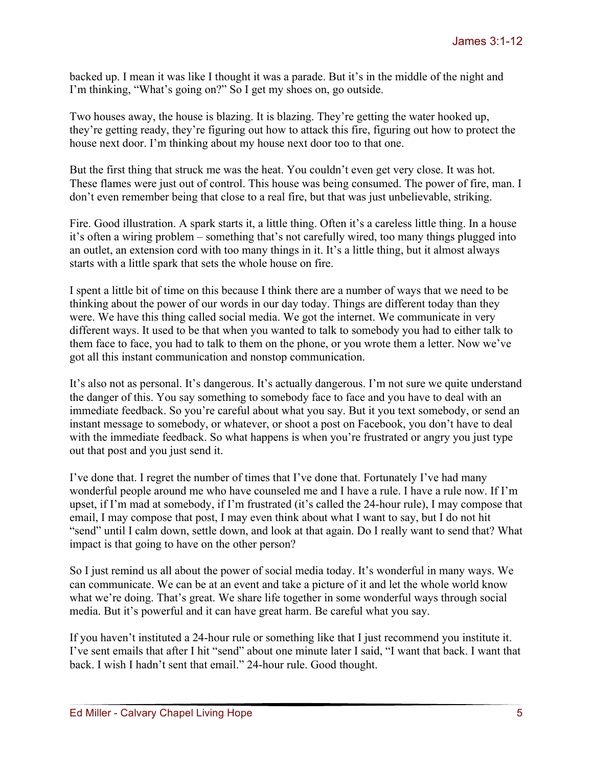backed up. I mean it was like I thought it was a parade. But it's in the middle of the night and I'm thinking, "What's going on?" So I get my shoes on, go outside.

Two houses away, the house is blazing. It is blazing. They're getting the water hooked up, they're getting ready, they're figuring out how to attack this fire, figuring out how to protect the house next door. I'm thinking about my house next door too to that one.

But the first thing that struck me was the heat. You couldn't even get very close. It was hot. These flames were just out of control. This house was being consumed. The power of fire, man. I don't even remember being that close to a real fire, but that was just unbelievable, striking.

Fire. Good illustration. A spark starts it, a little thing. Often it's a careless little thing. In a house it's often a wiring problem – something that's not carefully wired, too many things plugged into an outlet, an extension cord with too many things in it. It's a little thing, but it almost always starts with a little spark that sets the whole house on fire.

I spent a little bit of time on this because I think there are a number of ways that we need to be thinking about the power of our words in our day today. Things are different today than they were. We have this thing called social media. We got the internet. We communicate in very different ways. It used to be that when you wanted to talk to somebody you had to either talk to them face to face, you had to talk to them on the phone, or you wrote them a letter. Now we've got all this instant communication and nonstop communication.

It's also not as personal. It's dangerous. It's actually dangerous. I'm not sure we quite understand the danger of this. You say something to somebody face to face and you have to deal with an immediate feedback. So you're careful about what you say. But it you text somebody, or send an instant message to somebody, or whatever, or shoot a post on Facebook, you don't have to deal with the immediate feedback. So what happens is when you're frustrated or angry you just type out that post and you just send it.

I've done that. I regret the number of times that I've done that. Fortunately I've had many wonderful people around me who have counseled me and I have a rule. I have a rule now. If I'm upset, if I'm mad at somebody, if I'm frustrated (it's called the 24-hour rule), I may compose that email, I may compose that post, I may even think about what I want to say, but I do not hit "send" until I calm down, settle down, and look at that again. Do I really want to send that? What impact is that going to have on the other person?

So I just remind us all about the power of social media today. It's wonderful in many ways. We can communicate. We can be at an event and take a picture of it and let the whole world know what we're doing. That's great. We share life together in some wonderful ways through social media. But it's powerful and it can have great harm. Be careful what you say.

If you haven't instituted a 24-hour rule or something like that I just recommend you institute it. I've sent emails that after I hit "send" about one minute later I said, "I want that back. I want that back. I wish I hadn't sent that email." 24-hour rule. Good thought.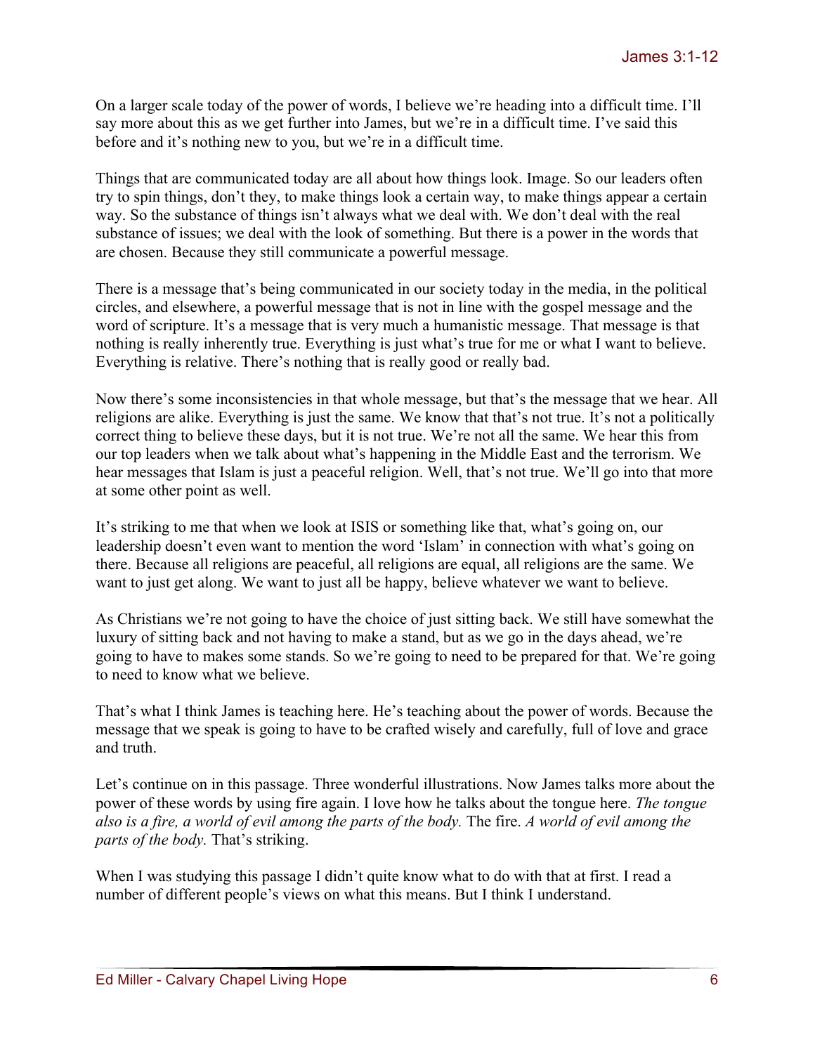On a larger scale today of the power of words, I believe we're heading into a difficult time. I'll say more about this as we get further into James, but we're in a difficult time. I've said this before and it's nothing new to you, but we're in a difficult time.

Things that are communicated today are all about how things look. Image. So our leaders often try to spin things, don't they, to make things look a certain way, to make things appear a certain way. So the substance of things isn't always what we deal with. We don't deal with the real substance of issues; we deal with the look of something. But there is a power in the words that are chosen. Because they still communicate a powerful message.

There is a message that's being communicated in our society today in the media, in the political circles, and elsewhere, a powerful message that is not in line with the gospel message and the word of scripture. It's a message that is very much a humanistic message. That message is that nothing is really inherently true. Everything is just what's true for me or what I want to believe. Everything is relative. There's nothing that is really good or really bad.

Now there's some inconsistencies in that whole message, but that's the message that we hear. All religions are alike. Everything is just the same. We know that that's not true. It's not a politically correct thing to believe these days, but it is not true. We're not all the same. We hear this from our top leaders when we talk about what's happening in the Middle East and the terrorism. We hear messages that Islam is just a peaceful religion. Well, that's not true. We'll go into that more at some other point as well.

It's striking to me that when we look at ISIS or something like that, what's going on, our leadership doesn't even want to mention the word 'Islam' in connection with what's going on there. Because all religions are peaceful, all religions are equal, all religions are the same. We want to just get along. We want to just all be happy, believe whatever we want to believe.

As Christians we're not going to have the choice of just sitting back. We still have somewhat the luxury of sitting back and not having to make a stand, but as we go in the days ahead, we're going to have to makes some stands. So we're going to need to be prepared for that. We're going to need to know what we believe.

That's what I think James is teaching here. He's teaching about the power of words. Because the message that we speak is going to have to be crafted wisely and carefully, full of love and grace and truth.

Let's continue on in this passage. Three wonderful illustrations. Now James talks more about the power of these words by using fire again. I love how he talks about the tongue here. *The tongue also is a fire, a world of evil among the parts of the body.* The fire. *A world of evil among the parts of the body.* That's striking.

When I was studying this passage I didn't quite know what to do with that at first. I read a number of different people's views on what this means. But I think I understand.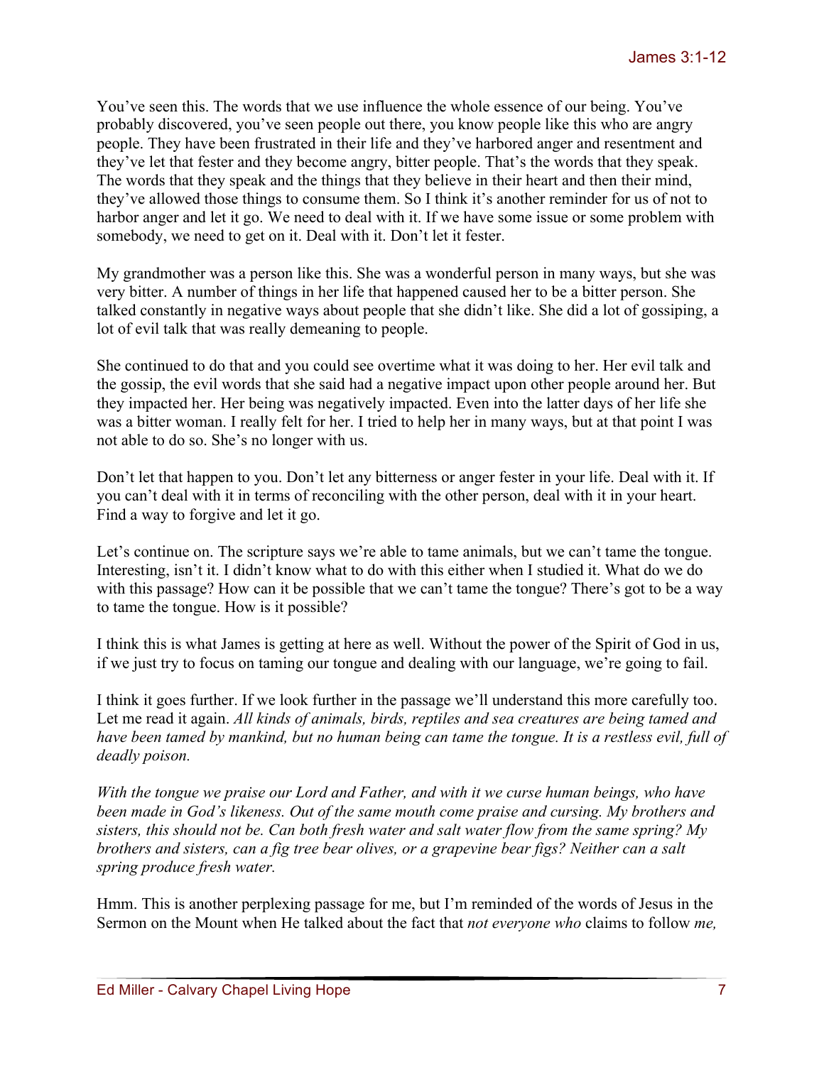You've seen this. The words that we use influence the whole essence of our being. You've probably discovered, you've seen people out there, you know people like this who are angry people. They have been frustrated in their life and they've harbored anger and resentment and they've let that fester and they become angry, bitter people. That's the words that they speak. The words that they speak and the things that they believe in their heart and then their mind, they've allowed those things to consume them. So I think it's another reminder for us of not to harbor anger and let it go. We need to deal with it. If we have some issue or some problem with somebody, we need to get on it. Deal with it. Don't let it fester.

My grandmother was a person like this. She was a wonderful person in many ways, but she was very bitter. A number of things in her life that happened caused her to be a bitter person. She talked constantly in negative ways about people that she didn't like. She did a lot of gossiping, a lot of evil talk that was really demeaning to people.

She continued to do that and you could see overtime what it was doing to her. Her evil talk and the gossip, the evil words that she said had a negative impact upon other people around her. But they impacted her. Her being was negatively impacted. Even into the latter days of her life she was a bitter woman. I really felt for her. I tried to help her in many ways, but at that point I was not able to do so. She's no longer with us.

Don't let that happen to you. Don't let any bitterness or anger fester in your life. Deal with it. If you can't deal with it in terms of reconciling with the other person, deal with it in your heart. Find a way to forgive and let it go.

Let's continue on. The scripture says we're able to tame animals, but we can't tame the tongue. Interesting, isn't it. I didn't know what to do with this either when I studied it. What do we do with this passage? How can it be possible that we can't tame the tongue? There's got to be a way to tame the tongue. How is it possible?

I think this is what James is getting at here as well. Without the power of the Spirit of God in us, if we just try to focus on taming our tongue and dealing with our language, we're going to fail.

I think it goes further. If we look further in the passage we'll understand this more carefully too. Let me read it again. *All kinds of animals, birds, reptiles and sea creatures are being tamed and have been tamed by mankind, but no human being can tame the tongue. It is a restless evil, full of deadly poison.*

*With the tongue we praise our Lord and Father, and with it we curse human beings, who have been made in God's likeness. Out of the same mouth come praise and cursing. My brothers and sisters, this should not be. Can both fresh water and salt water flow from the same spring? My brothers and sisters, can a fig tree bear olives, or a grapevine bear figs? Neither can a salt spring produce fresh water.*

Hmm. This is another perplexing passage for me, but I'm reminded of the words of Jesus in the Sermon on the Mount when He talked about the fact that *not everyone who* claims to follow *me,*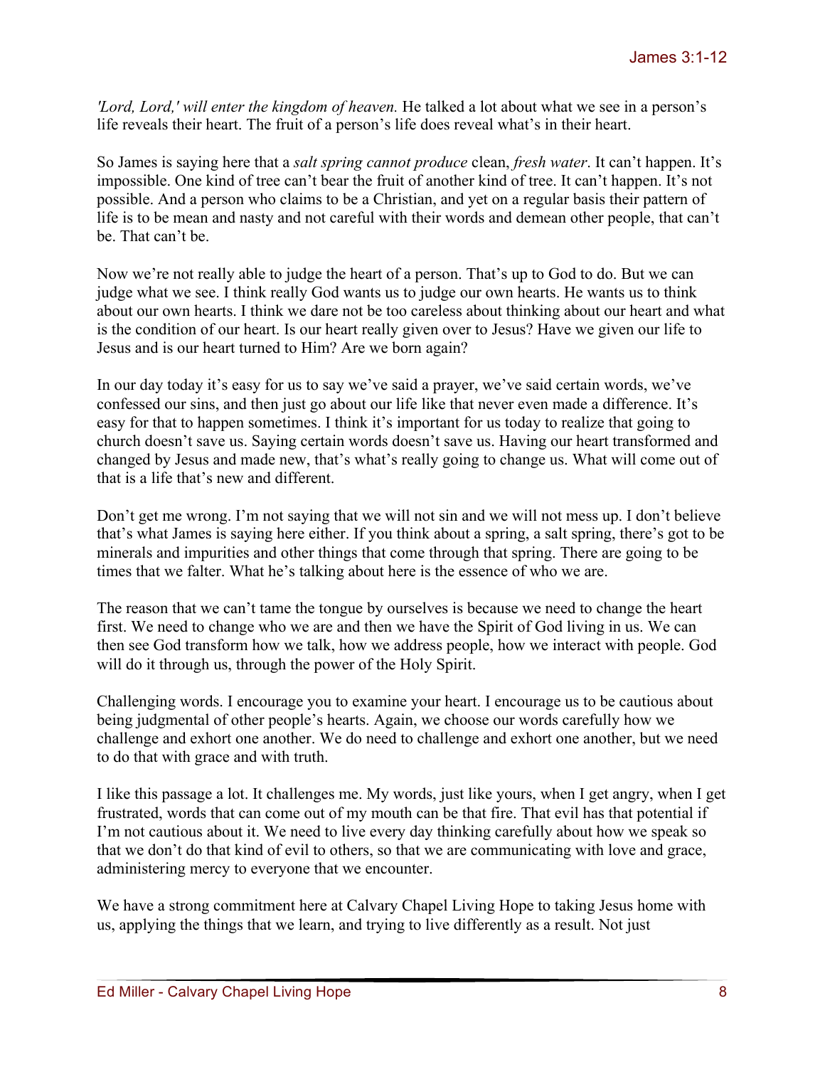*'Lord, Lord,' will enter the kingdom of heaven.* He talked a lot about what we see in a person's life reveals their heart. The fruit of a person's life does reveal what's in their heart.

So James is saying here that a *salt spring cannot produce* clean, *fresh water*. It can't happen. It's impossible. One kind of tree can't bear the fruit of another kind of tree. It can't happen. It's not possible. And a person who claims to be a Christian, and yet on a regular basis their pattern of life is to be mean and nasty and not careful with their words and demean other people, that can't be. That can't be.

Now we're not really able to judge the heart of a person. That's up to God to do. But we can judge what we see. I think really God wants us to judge our own hearts. He wants us to think about our own hearts. I think we dare not be too careless about thinking about our heart and what is the condition of our heart. Is our heart really given over to Jesus? Have we given our life to Jesus and is our heart turned to Him? Are we born again?

In our day today it's easy for us to say we've said a prayer, we've said certain words, we've confessed our sins, and then just go about our life like that never even made a difference. It's easy for that to happen sometimes. I think it's important for us today to realize that going to church doesn't save us. Saying certain words doesn't save us. Having our heart transformed and changed by Jesus and made new, that's what's really going to change us. What will come out of that is a life that's new and different.

Don't get me wrong. I'm not saying that we will not sin and we will not mess up. I don't believe that's what James is saying here either. If you think about a spring, a salt spring, there's got to be minerals and impurities and other things that come through that spring. There are going to be times that we falter. What he's talking about here is the essence of who we are.

The reason that we can't tame the tongue by ourselves is because we need to change the heart first. We need to change who we are and then we have the Spirit of God living in us. We can then see God transform how we talk, how we address people, how we interact with people. God will do it through us, through the power of the Holy Spirit.

Challenging words. I encourage you to examine your heart. I encourage us to be cautious about being judgmental of other people's hearts. Again, we choose our words carefully how we challenge and exhort one another. We do need to challenge and exhort one another, but we need to do that with grace and with truth.

I like this passage a lot. It challenges me. My words, just like yours, when I get angry, when I get frustrated, words that can come out of my mouth can be that fire. That evil has that potential if I'm not cautious about it. We need to live every day thinking carefully about how we speak so that we don't do that kind of evil to others, so that we are communicating with love and grace, administering mercy to everyone that we encounter.

We have a strong commitment here at Calvary Chapel Living Hope to taking Jesus home with us, applying the things that we learn, and trying to live differently as a result. Not just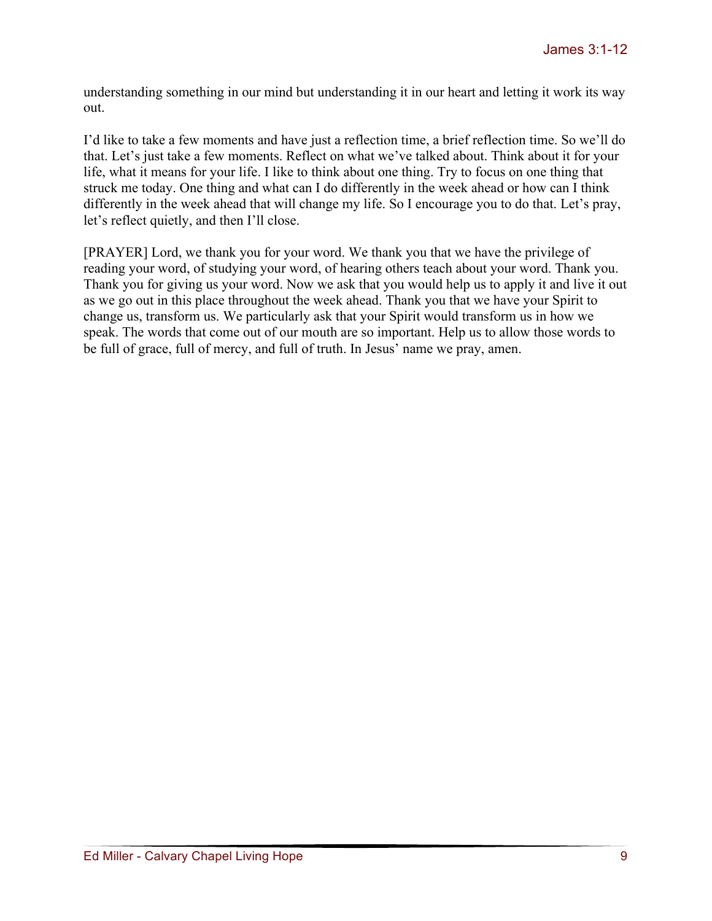understanding something in our mind but understanding it in our heart and letting it work its way out.

I'd like to take a few moments and have just a reflection time, a brief reflection time. So we'll do that. Let's just take a few moments. Reflect on what we've talked about. Think about it for your life, what it means for your life. I like to think about one thing. Try to focus on one thing that struck me today. One thing and what can I do differently in the week ahead or how can I think differently in the week ahead that will change my life. So I encourage you to do that. Let's pray, let's reflect quietly, and then I'll close.

[PRAYER] Lord, we thank you for your word. We thank you that we have the privilege of reading your word, of studying your word, of hearing others teach about your word. Thank you. Thank you for giving us your word. Now we ask that you would help us to apply it and live it out as we go out in this place throughout the week ahead. Thank you that we have your Spirit to change us, transform us. We particularly ask that your Spirit would transform us in how we speak. The words that come out of our mouth are so important. Help us to allow those words to be full of grace, full of mercy, and full of truth. In Jesus' name we pray, amen.